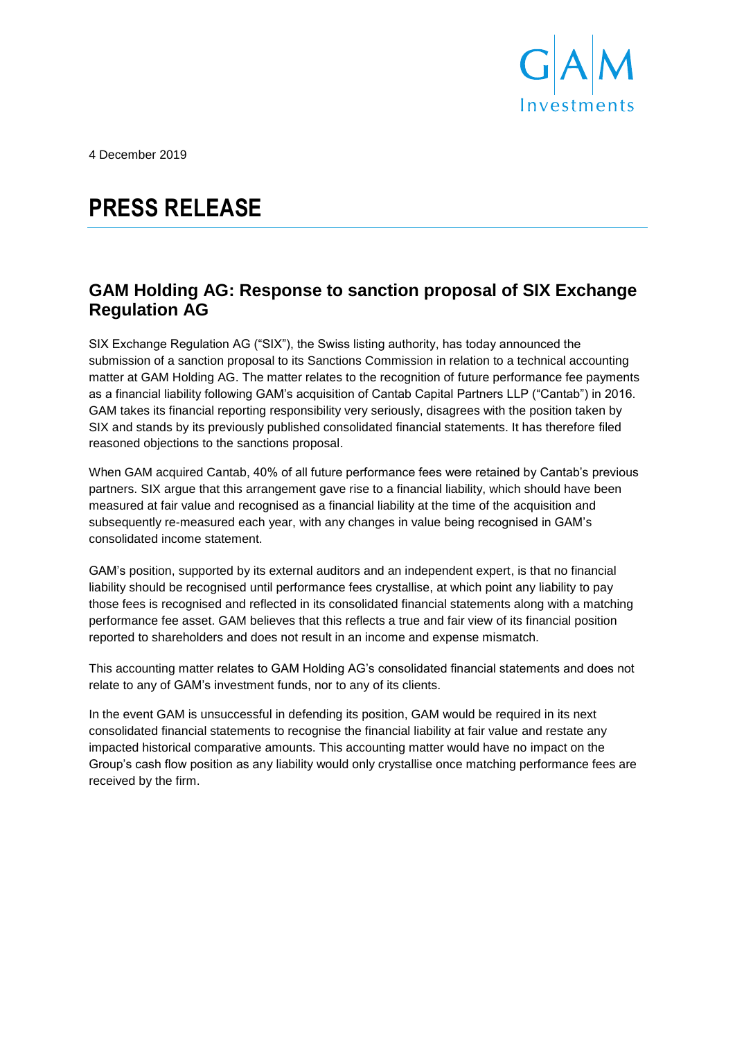4 December 2019

# PRESS RELEASE

## GAM Holding AG: Response to sanction proposal of SIX Exchange Regulation AG

SIX Exchange Regulation AG ("SIX"), the Swiss listing authority, has today announced the submission of a sanction proposal to its Sanctions Commission in relation to a technical accounting matter at GAM Holding AG. The matter relates to the recognition of future performance fee payments as a financial liability following GAM's acquisition of Cantab Capital Partners LLP ("Cantab") in 2016. GAM takes its financial reporting responsibility very seriously, disagrees with the position taken by SIX and stands by its previously published consolidated financial statements. It has therefore filed reasoned objections to the sanctions proposal.

When GAM acquired Cantab, 40% of all future performance fees were retained by Cantab's previous partners. SIX argue that this arrangement gave rise to a financial liability, which should have been measured at fair value and recognised as a financial liability at the time of the acquisition and subsequently re-measured each year, with any changes in value being recognised in GAM's consolidated income statement.

GAM's position, supported by its external auditors and an independent expert, is that no financial liability should be recognised until performance fees crystallise, at which point any liability to pay those fees is recognised and reflected in its consolidated financial statements along with a matching performance fee asset. GAM believes that this reflects a true and fair view of its financial position reported to shareholders and does not result in an income and expense mismatch.

This accounting matter relates to GAM Holding AG's consolidated financial statements and does not relate to any of GAM's investment funds, nor to any of its clients.

In the event GAM is unsuccessful in defending its position, GAM would be required in its next consolidated financial statements to recognise the financial liability at fair value and restate any impacted historical comparative amounts. This accounting matter would have no impact on the Group's cash flow position as any liability would only crystallise once matching performance fees are received by the firm.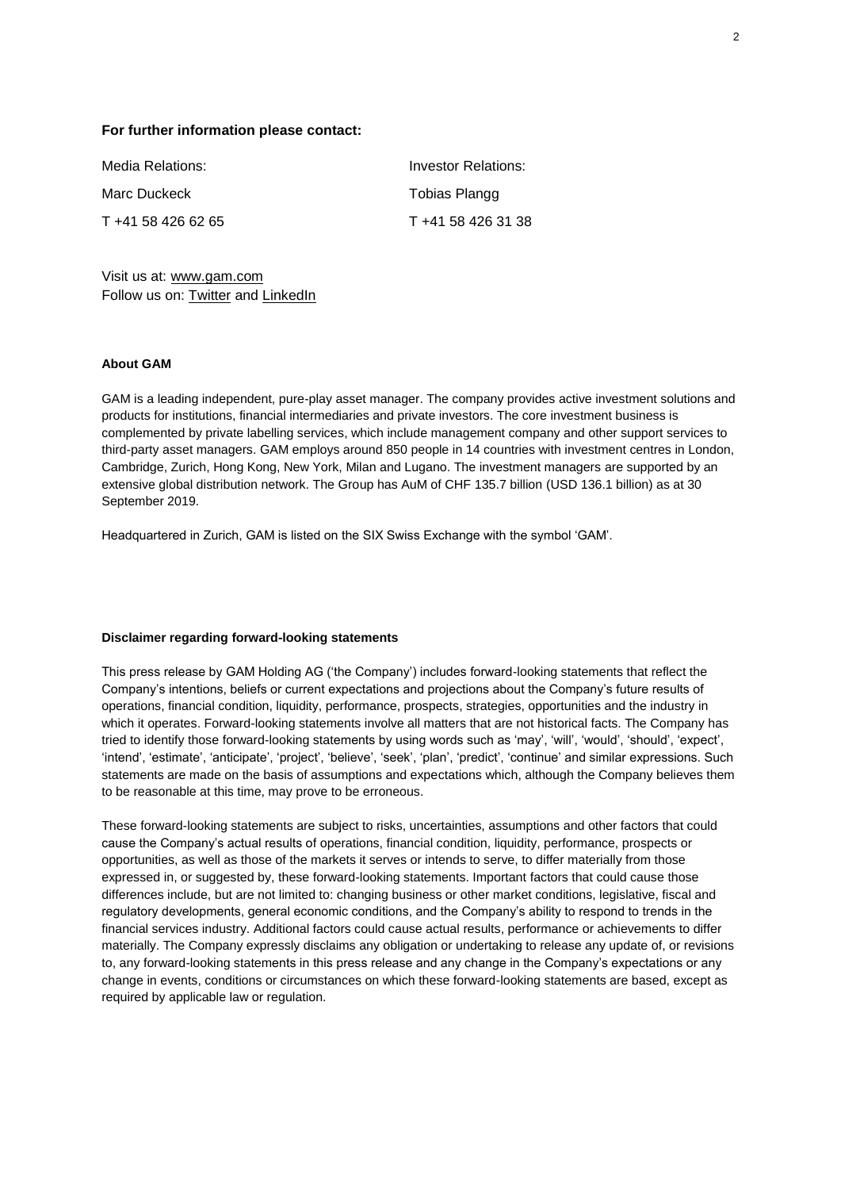**For further information please contact:**

| | |
|---|---|
| Media Relations: | Investor Relations: |
| Marc Duckeck | Tobias Plangg |
| T +41 58 426 62 65 | T +41 58 426 31 38 |

Visit us at: [www.gam.com](www.gam.com)
Follow us on: Twitter and LinkedIn

**About GAM**

GAM is a leading independent, pure-play asset manager. The company provides active investment solutions and products for institutions, financial intermediaries and private investors. The core investment business is complemented by private labelling services, which include management company and other support services to third-party asset managers. GAM employs around 850 people in 14 countries with investment centres in London, Cambridge, Zurich, Hong Kong, New York, Milan and Lugano. The investment managers are supported by an extensive global distribution network. The Group has AuM of CHF 135.7 billion (USD 136.1 billion) as at 30 September 2019.

Headquartered in Zurich, GAM is listed on the SIX Swiss Exchange with the symbol 'GAM'.

**Disclaimer regarding forward-looking statements**

This press release by GAM Holding AG ('the Company') includes forward-looking statements that reflect the Company's intentions, beliefs or current expectations and projections about the Company's future results of operations, financial condition, liquidity, performance, prospects, strategies, opportunities and the industry in which it operates. Forward-looking statements involve all matters that are not historical facts. The Company has tried to identify those forward-looking statements by using words such as 'may', 'will', 'would', 'should', 'expect', 'intend', 'estimate', 'anticipate', 'project', 'believe', 'seek', 'plan', 'predict', 'continue' and similar expressions. Such statements are made on the basis of assumptions and expectations which, although the Company believes them to be reasonable at this time, may prove to be erroneous.

These forward-looking statements are subject to risks, uncertainties, assumptions and other factors that could cause the Company's actual results of operations, financial condition, liquidity, performance, prospects or opportunities, as well as those of the markets it serves or intends to serve, to differ materially from those expressed in, or suggested by, these forward-looking statements. Important factors that could cause those differences include, but are not limited to: changing business or other market conditions, legislative, fiscal and regulatory developments, general economic conditions, and the Company's ability to respond to trends in the financial services industry. Additional factors could cause actual results, performance or achievements to differ materially. The Company expressly disclaims any obligation or undertaking to release any update of, or revisions to, any forward-looking statements in this press release and any change in the Company's expectations or any change in events, conditions or circumstances on which these forward-looking statements are based, except as required by applicable law or regulation.